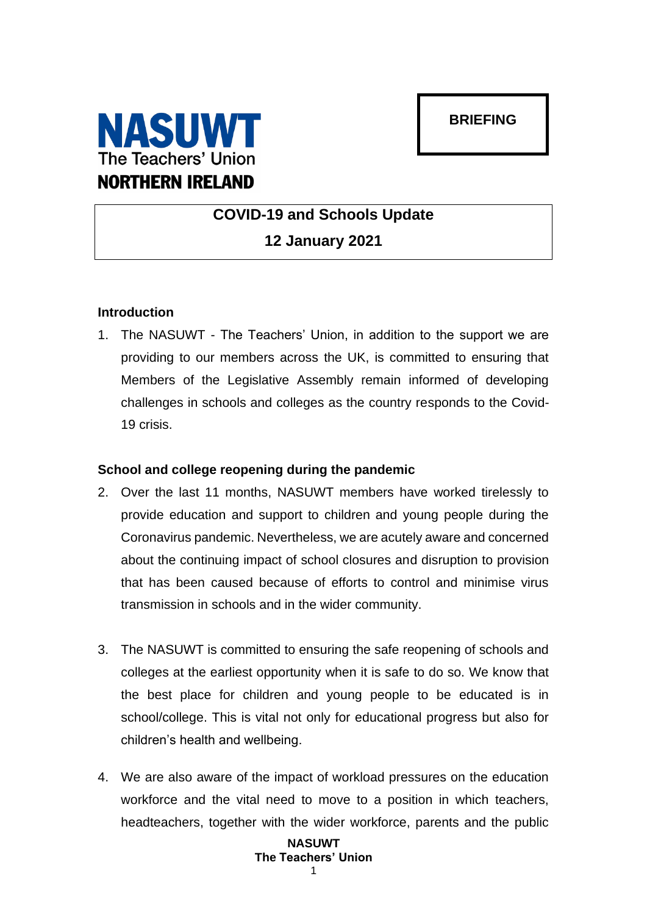**NASUWT**
The Teachers' Union
**NORTHERN IRELAND**

**BRIEFING**

# COVID-19 and Schools Update
## 12 January 2021

### Introduction

1. The NASUWT - The Teachers' Union, in addition to the support we are providing to our members across the UK, is committed to ensuring that Members of the Legislative Assembly remain informed of developing challenges in schools and colleges as the country responds to the Covid-19 crisis.

### School and college reopening during the pandemic

2. Over the last 11 months, NASUWT members have worked tirelessly to provide education and support to children and young people during the Coronavirus pandemic. Nevertheless, we are acutely aware and concerned about the continuing impact of school closures and disruption to provision that has been caused because of efforts to control and minimise virus transmission in schools and in the wider community.

3. The NASUWT is committed to ensuring the safe reopening of schools and colleges at the earliest opportunity when it is safe to do so. We know that the best place for children and young people to be educated is in school/college. This is vital not only for educational progress but also for children's health and wellbeing.

4. We are also aware of the impact of workload pressures on the education workforce and the vital need to move to a position in which teachers, headteachers, together with the wider workforce, parents and the public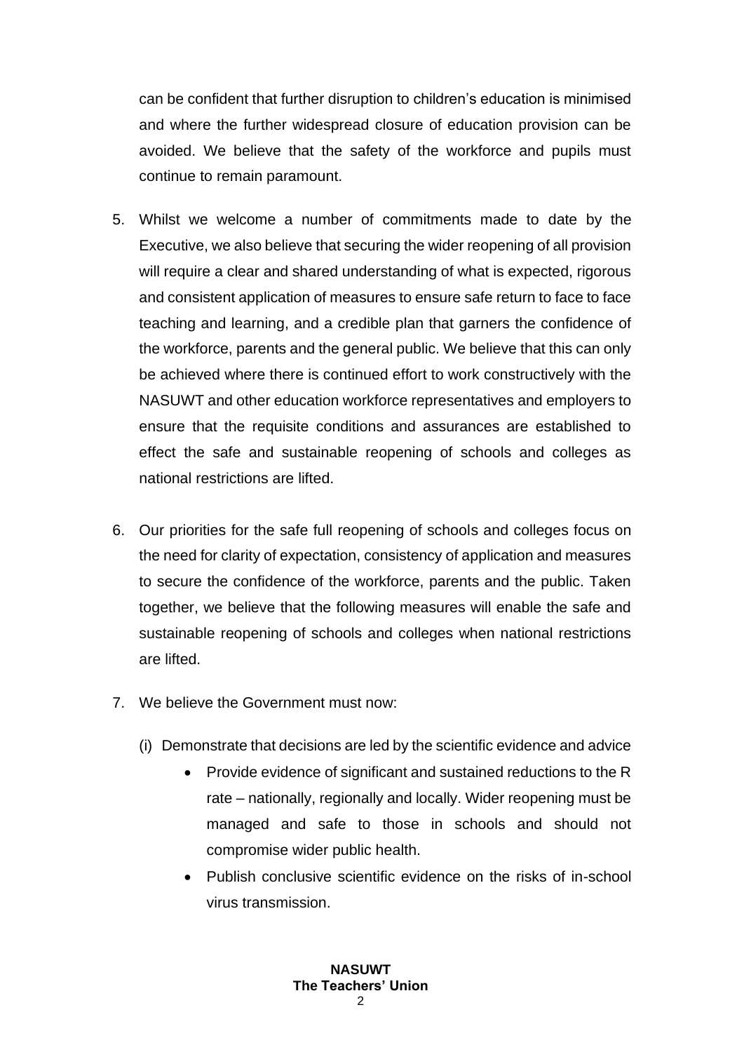can be confident that further disruption to children's education is minimised and where the further widespread closure of education provision can be avoided. We believe that the safety of the workforce and pupils must continue to remain paramount.

5. Whilst we welcome a number of commitments made to date by the Executive, we also believe that securing the wider reopening of all provision will require a clear and shared understanding of what is expected, rigorous and consistent application of measures to ensure safe return to face to face teaching and learning, and a credible plan that garners the confidence of the workforce, parents and the general public. We believe that this can only be achieved where there is continued effort to work constructively with the NASUWT and other education workforce representatives and employers to ensure that the requisite conditions and assurances are established to effect the safe and sustainable reopening of schools and colleges as national restrictions are lifted.

6. Our priorities for the safe full reopening of schools and colleges focus on the need for clarity of expectation, consistency of application and measures to secure the confidence of the workforce, parents and the public. Taken together, we believe that the following measures will enable the safe and sustainable reopening of schools and colleges when national restrictions are lifted.

7. We believe the Government must now:

   (i) Demonstrate that decisions are led by the scientific evidence and advice

   - Provide evidence of significant and sustained reductions to the R rate – nationally, regionally and locally. Wider reopening must be managed and safe to those in schools and should not compromise wider public health.
   - Publish conclusive scientific evidence on the risks of in-school virus transmission.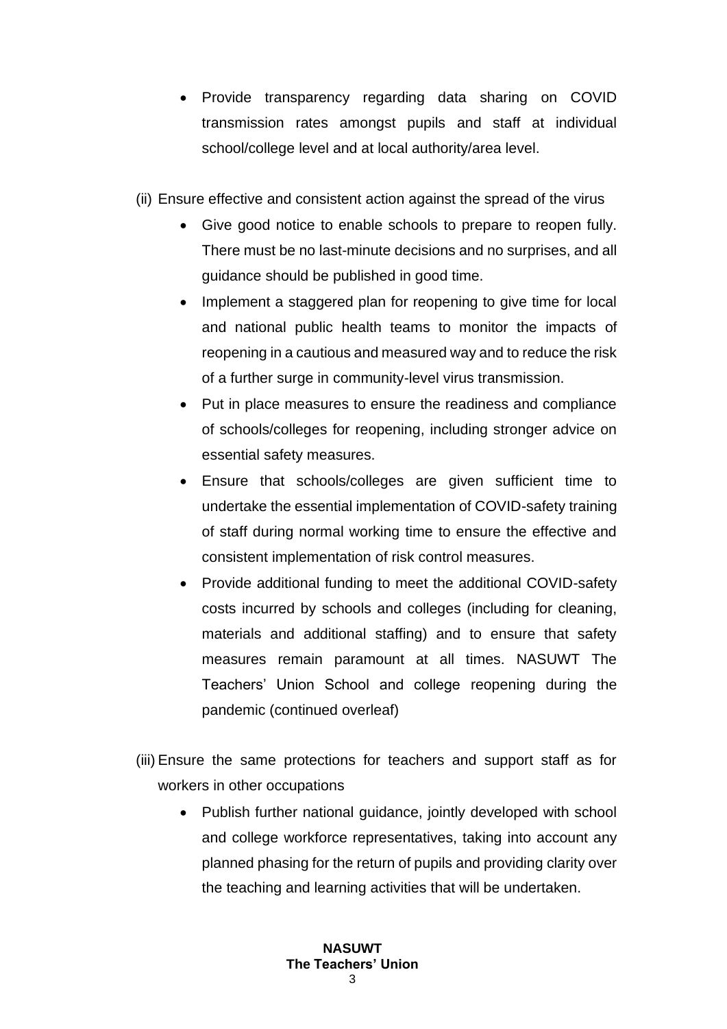- Provide transparency regarding data sharing on COVID transmission rates amongst pupils and staff at individual school/college level and at local authority/area level.

(ii) Ensure effective and consistent action against the spread of the virus

- Give good notice to enable schools to prepare to reopen fully. There must be no last-minute decisions and no surprises, and all guidance should be published in good time.
- Implement a staggered plan for reopening to give time for local and national public health teams to monitor the impacts of reopening in a cautious and measured way and to reduce the risk of a further surge in community-level virus transmission.
- Put in place measures to ensure the readiness and compliance of schools/colleges for reopening, including stronger advice on essential safety measures.
- Ensure that schools/colleges are given sufficient time to undertake the essential implementation of COVID-safety training of staff during normal working time to ensure the effective and consistent implementation of risk control measures.
- Provide additional funding to meet the additional COVID-safety costs incurred by schools and colleges (including for cleaning, materials and additional staffing) and to ensure that safety measures remain paramount at all times. NASUWT The Teachers' Union School and college reopening during the pandemic (continued overleaf)

(iii) Ensure the same protections for teachers and support staff as for workers in other occupations

- Publish further national guidance, jointly developed with school and college workforce representatives, taking into account any planned phasing for the return of pupils and providing clarity over the teaching and learning activities that will be undertaken.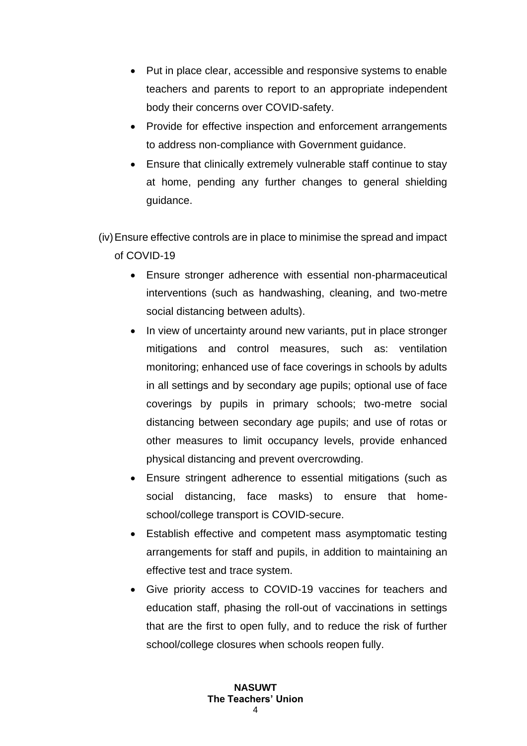- Put in place clear, accessible and responsive systems to enable teachers and parents to report to an appropriate independent body their concerns over COVID-safety.
- Provide for effective inspection and enforcement arrangements to address non-compliance with Government guidance.
- Ensure that clinically extremely vulnerable staff continue to stay at home, pending any further changes to general shielding guidance.

(iv) Ensure effective controls are in place to minimise the spread and impact of COVID-19

- Ensure stronger adherence with essential non-pharmaceutical interventions (such as handwashing, cleaning, and two-metre social distancing between adults).
- In view of uncertainty around new variants, put in place stronger mitigations and control measures, such as: ventilation monitoring; enhanced use of face coverings in schools by adults in all settings and by secondary age pupils; optional use of face coverings by pupils in primary schools; two-metre social distancing between secondary age pupils; and use of rotas or other measures to limit occupancy levels, provide enhanced physical distancing and prevent overcrowding.
- Ensure stringent adherence to essential mitigations (such as social distancing, face masks) to ensure that home-school/college transport is COVID-secure.
- Establish effective and competent mass asymptomatic testing arrangements for staff and pupils, in addition to maintaining an effective test and trace system.
- Give priority access to COVID-19 vaccines for teachers and education staff, phasing the roll-out of vaccinations in settings that are the first to open fully, and to reduce the risk of further school/college closures when schools reopen fully.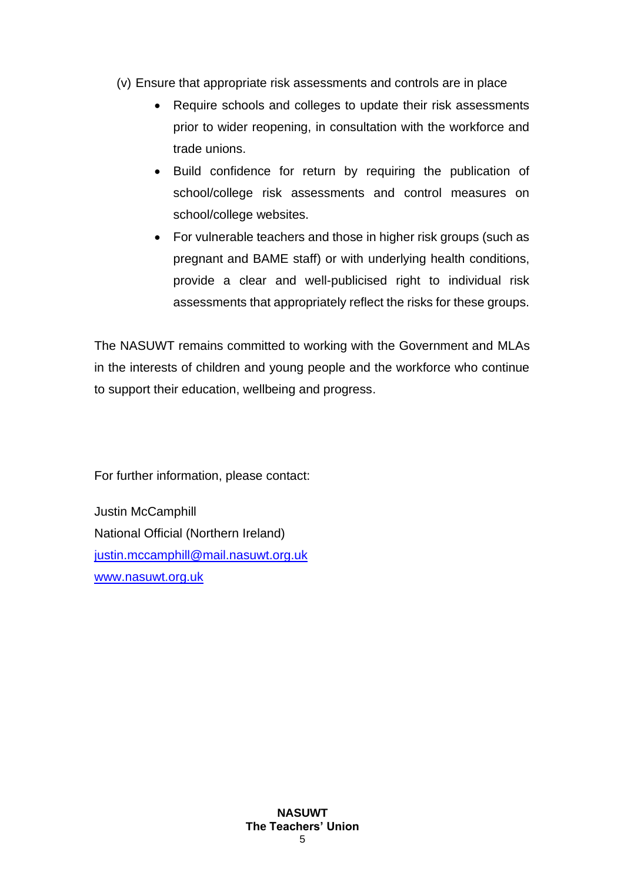(v) Ensure that appropriate risk assessments and controls are in place

- Require schools and colleges to update their risk assessments prior to wider reopening, in consultation with the workforce and trade unions.
- Build confidence for return by requiring the publication of school/college risk assessments and control measures on school/college websites.
- For vulnerable teachers and those in higher risk groups (such as pregnant and BAME staff) or with underlying health conditions, provide a clear and well-publicised right to individual risk assessments that appropriately reflect the risks for these groups.

The NASUWT remains committed to working with the Government and MLAs in the interests of children and young people and the workforce who continue to support their education, wellbeing and progress.

For further information, please contact:

Justin McCamphill
National Official (Northern Ireland)
justin.mccamphill@mail.nasuwt.org.uk
www.nasuwt.org.uk